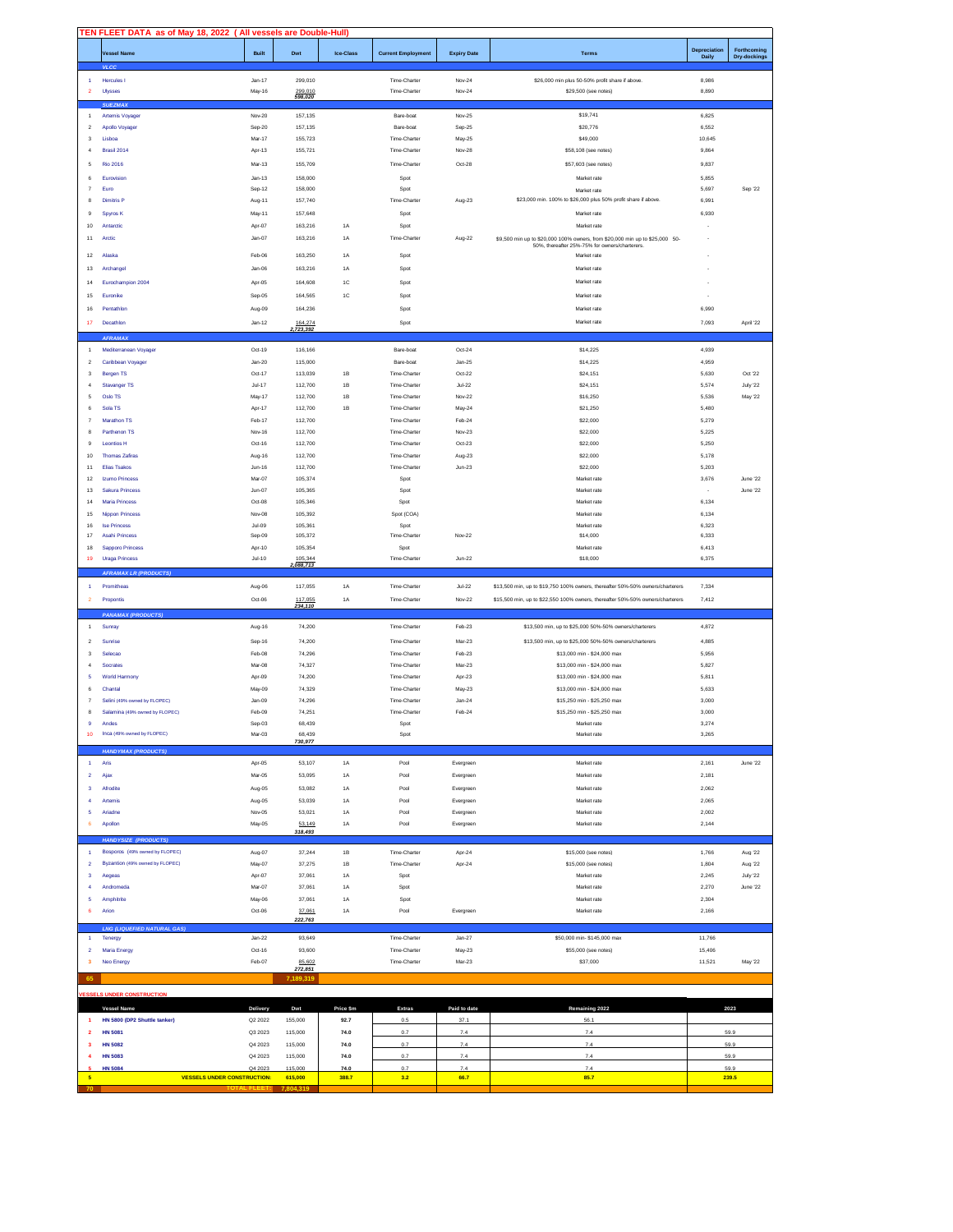# TEN FLEET DATA as of May 18, 2022 ( All vessels are Double-Hull)

| | Vessel Name | Built | Dwt | Ice-Class | Current Employment | Expiry Date | Terms | Depreciation Daily | Forthcoming Dry-dockings |
|---|---|---|---|---|---|---|---|---|---|
| | **VLCC** | | | | | | | | |
| 1 | Hercules I | Jan-17 | 299,010 | | Time-Charter | Nov-24 | $26,000 min plus 50-50% profit share if above. | 8,986 | |
| 2 | Ulysses | May-16 | 299,010 | | Time-Charter | Nov-24 | $29,500 (see notes) | 8,890 | |
| | | | 598,020 | | | | | | |
| | **SUEZMAX** | | | | | | | | |
| 1 | Artemis Voyager | Nov-20 | 157,135 | | Bare-boat | Nov-25 | $19,741 | 6,825 | |
| 2 | Apollo Voyager | Sep-20 | 157,135 | | Bare-boat | Sep-25 | $20,776 | 6,552 | |
| 3 | Lisboa | Mar-17 | 155,723 | | Time-Charter | May-25 | $49,000 | 10,645 | |
| 4 | Brasil 2014 | Apr-13 | 155,721 | | Time-Charter | Nov-28 | $58,108 (see notes) | 9,864 | |
| 5 | Rio 2016 | Mar-13 | 155,709 | | Time-Charter | Oct-28 | $57,603 (see notes) | 9,837 | |
| 6 | Eurovision | Jan-13 | 158,000 | | Spot | | Market rate | 5,855 | |
| 7 | Euro | Sep-12 | 158,000 | | Spot | | Market rate | 5,697 | Sep '22 |
| 8 | Dimitris P | Aug-11 | 157,740 | | Time-Charter | Aug-23 | $23,000 min. 100% to $26,000 plus 50% profit share if above. | 6,991 | |
| 9 | Spyros K | May-11 | 157,648 | | Spot | | Market rate | 6,930 | |
| 10 | Antarctic | Apr-07 | 163,216 | 1A | Spot | | Market rate | - | |
| 11 | Arctic | Jan-07 | 163,216 | 1A | Time-Charter | Aug-22 | $9,500 min up to $20,000 100% owners, from $20,000 min up to $25,000 50-50%, thereafter 25%-75% for owners/charterers. | - | |
| 12 | Alaska | Feb-06 | 163,250 | 1A | Spot | | Market rate | - | |
| 13 | Archangel | Jan-06 | 163,216 | 1A | Spot | | Market rate | - | |
| 14 | Eurochampion 2004 | Apr-05 | 164,608 | 1C | Spot | | Market rate | - | |
| 15 | Euronike | Sep-05 | 164,565 | 1C | Spot | | Market rate | - | |
| 16 | Pentathlon | Aug-09 | 164,236 | | Spot | | Market rate | 6,990 | |
| 17 | Decathlon | Jan-12 | 164,274 | | Spot | | Market rate | 7,093 | April '22 |
| | | | 2,723,392 | | | | | | |
| | **AFRAMAX** | | | | | | | | |
| 1 | Mediterranean Voyager | Oct-19 | 116,166 | | Bare-boat | Oct-24 | $14,225 | 4,939 | |
| 2 | Caribbean Voyager | Jan-20 | 115,000 | | Bare-boat | Jan-25 | $14,225 | 4,959 | |
| 3 | Bergen TS | Oct-17 | 113,039 | 1B | Time-Charter | Oct-22 | $24,151 | 5,630 | Oct '22 |
| 4 | Stavanger TS | Jul-17 | 112,700 | 1B | Time-Charter | Jul-22 | $24,151 | 5,574 | July '22 |
| 5 | Oslo TS | May-17 | 112,700 | 1B | Time-Charter | Nov-22 | $16,250 | 5,536 | May '22 |
| 6 | Sola TS | Apr-17 | 112,700 | 1B | Time-Charter | May-24 | $21,250 | 5,480 | |
| 7 | Marathon TS | Feb-17 | 112,700 | | Time-Charter | Feb-24 | $22,000 | 5,279 | |
| 8 | Parthenon TS | Nov-16 | 112,700 | | Time-Charter | Nov-23 | $22,000 | 5,225 | |
| 9 | Leontios H | Oct-16 | 112,700 | | Time-Charter | Oct-23 | $22,000 | 5,250 | |
| 10 | Thomas Zafiras | Aug-16 | 112,700 | | Time-Charter | Aug-23 | $22,000 | 5,178 | |
| 11 | Elias Tsakos | Jun-16 | 112,700 | | Time-Charter | Jun-23 | $22,000 | 5,203 | |
| 12 | Izumo Princess | Mar-07 | 105,374 | | Spot | | Market rate | 3,676 | June '22 |
| 13 | Sakura Princess | Jun-07 | 105,365 | | Spot | | Market rate | - | June '22 |
| 14 | Maria Princess | Oct-08 | 105,346 | | Spot | | Market rate | 6,134 | |
| 15 | Nippon Princess | Nov-08 | 105,392 | | Spot (COA) | | Market rate | 6,134 | |
| 16 | Ise Princess | Jul-09 | 105,361 | | Spot | | Market rate | 6,323 | |
| 17 | Asahi Princess | Sep-09 | 105,372 | | Time-Charter | Nov-22 | $14,000 | 6,333 | |
| 18 | Sapporo Princess | Apr-10 | 105,354 | | Spot | | Market rate | 6,413 | |
| 19 | Uraga Princess | Jul-10 | 105,344 | | Time-Charter | Jun-22 | $18,000 | 6,375 | |
| | | | 2,088,713 | | | | | | |
| | **AFRAMAX LR (PRODUCTS)** | | | | | | | | |
| 1 | Promitheas | Aug-06 | 117,055 | 1A | Time-Charter | Jul-22 | $13,500 min, up to $19,750 100% owners, thereafter 50%-50% owners/charterers | 7,334 | |
| 2 | Propontis | Oct-06 | 117,055 | 1A | Time-Charter | Nov-22 | $15,500 min, up to $22,550 100% owners, thereafter 50%-50% owners/charterers | 7,412 | |
| | | | 234,110 | | | | | | |
| | **PANAMAX (PRODUCTS)** | | | | | | | | |
| 1 | Sunray | Aug-16 | 74,200 | | Time-Charter | Feb-23 | $13,500 min, up to $25,000 50%-50% owners/charterers | 4,872 | |
| 2 | Sunrise | Sep-16 | 74,200 | | Time-Charter | Mar-23 | $13,500 min, up to $25,000 50%-50% owners/charterers | 4,885 | |
| 3 | Selecao | Feb-08 | 74,296 | | Time-Charter | Feb-23 | $13,000 min - $24,000 max | 5,956 | |
| 4 | Socrates | Mar-08 | 74,327 | | Time-Charter | Mar-23 | $13,000 min - $24,000 max | 5,827 | |
| 5 | World Harmony | Apr-09 | 74,200 | | Time-Charter | Apr-23 | $13,000 min - $24,000 max | 5,811 | |
| 6 | Chantal | May-09 | 74,329 | | Time-Charter | May-23 | $13,000 min - $24,000 max | 5,633 | |
| 7 | Selini (49% owned by FLOPEC) | Jan-09 | 74,296 | | Time-Charter | Jan-24 | $15,250 min - $25,250 max | 3,000 | |
| 8 | Salamina (49% owned by FLOPEC) | Feb-09 | 74,251 | | Time-Charter | Feb-24 | $15,250 min - $25,250 max | 3,000 | |
| 9 | Andes | Sep-03 | 68,439 | | Spot | | Market rate | 3,274 | |
| 10 | Inca (49% owned by FLOPEC) | Mar-03 | 68,439 | | Spot | | Market rate | 3,265 | |
| | | | 730,977 | | | | | | |
| | **HANDYMAX (PRODUCTS)** | | | | | | | | |
| 1 | Ais | Apr-05 | 53,107 | 1A | Pool | Evergreen | Market rate | 2,161 | June '22 |
| 2 | Ajax | Mar-05 | 53,095 | 1A | Pool | Evergreen | Market rate | 2,181 | |
| 3 | Afrodite | Aug-05 | 53,082 | 1A | Pool | Evergreen | Market rate | 2,062 | |
| 4 | Artemis | Aug-05 | 53,039 | 1A | Pool | Evergreen | Market rate | 2,065 | |
| 5 | Ariadne | Nov-05 | 53,021 | 1A | Pool | Evergreen | Market rate | 2,002 | |
| 6 | Apollon | May-05 | 53,149 | 1A | Pool | Evergreen | Market rate | 2,144 | |
| | | | 318,493 | | | | | | |
| | **HANDYSIZE (PRODUCTS)** | | | | | | | | |
| 1 | Bosporos (49% owned by FLOPEC) | Aug-07 | 37,244 | 1B | Time-Charter | Apr-24 | $15,000 (see notes) | 1,766 | Aug '22 |
| 2 | Byzantion (49% owned by FLOPEC) | May-07 | 37,275 | 1B | Time-Charter | Apr-24 | $15,000 (see notes) | 1,804 | Aug '22 |
| 3 | Aegeas | Apr-07 | 37,061 | 1A | Spot | | Market rate | 2,245 | July '22 |
| 4 | Andromeda | Mar-07 | 37,061 | 1A | Spot | | Market rate | 2,270 | June '22 |
| 5 | Amphitrite | May-06 | 37,061 | 1A | Spot | | Market rate | 2,304 | |
| 6 | Arion | Oct-06 | 37,061 | 1A | Pool | Evergreen | Market rate | 2,166 | |
| | | | 222,763 | | | | | | |
| | **LNG (LIQUEFIED NATURAL GAS)** | | | | | | | | |
| 1 | Tenergy | Jan-22 | 93,649 | | Time-Charter | Jan-27 | $50,000 min- $145,000 max | 11,766 | |
| 2 | Maria Energy | Oct-16 | 93,600 | | Time-Charter | May-23 | $55,000 (see notes) | 15,406 | |
| 3 | Neo Energy | Feb-07 | 85,602 | | Time-Charter | Mar-23 | $37,000 | 11,521 | May '22 |
| | | | 272,851 | | | | | | |
| 65 | | | 7,189,319 | | | | | | |

## VESSELS UNDER CONSTRUCTION

| | Vessel Name | Delivery | Dwt | Price $m | Extras | Paid to date | Remaining 2022 | 2023 |
|---|---|---|---|---|---|---|---|---|
| 1 | HN 5800 (DP2 Shuttle tanker) | Q2 2022 | 155,000 | 92.7 | 0.5 | 37.1 | 56.1 | |
| 2 | HN 5081 | Q3 2023 | 115,000 | 74.0 | 0.7 | 7.4 | 7.4 | 59.9 |
| 3 | HN 5082 | Q4 2023 | 115,000 | 74.0 | 0.7 | 7.4 | 7.4 | 59.9 |
| 4 | HN 5083 | Q4 2023 | 115,000 | 74.0 | 0.7 | 7.4 | 7.4 | 59.9 |
| 5 | HN 5084 | Q4 2023 | 115,000 | 74.0 | 0.7 | 7.4 | 7.4 | 59.9 |
| 5 | VESSELS UNDER CONSTRUCTION: | | 615,000 | 388.7 | 3.2 | 66.7 | 85.7 | 239.5 |
| 70 | TOTAL FLEET: | | 7,804,319 | | | | | |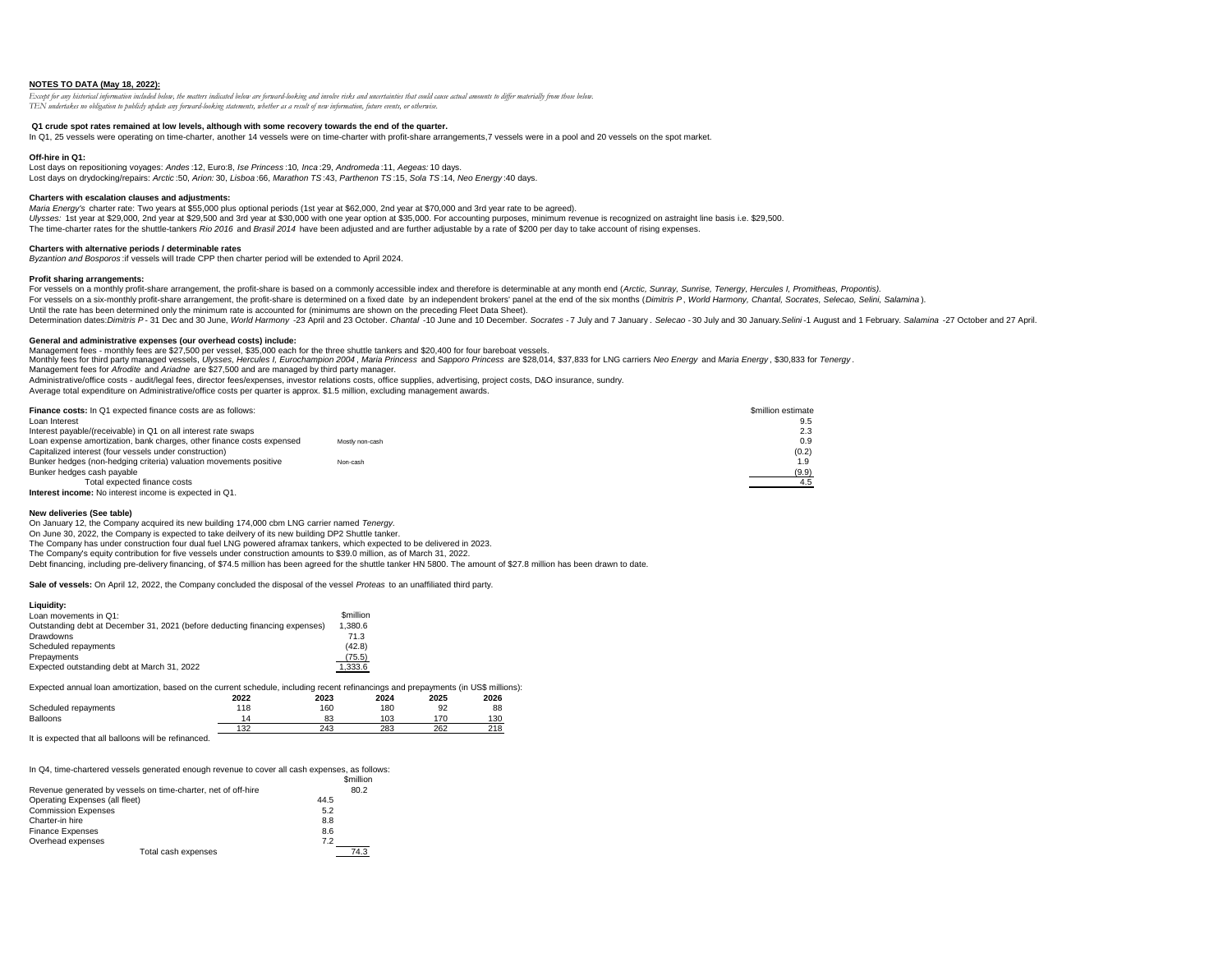**NOTES TO DATA (May 18, 2022):**

*Except for any historical information included below, the matters indicated below are forward-looking and involve risks and uncertainties that could cause actual amounts to differ materially from those below.*
*TEN undertakes no obligation to publicly update any forward-looking statements, whether as a result of new information, future events, or otherwise.*

**Q1 crude spot rates remained at low levels, although with some recovery towards the end of the quarter.**

In Q1, 25 vessels were operating on time-charter, another 14 vessels were on time-charter with profit-share arrangements,7 vessels were in a pool and 20 vessels on the spot market.

**Off-hire in Q1:**

Lost days on repositioning voyages: *Andes* :12, Euro:8, *Ise Princess* :10, *Inca* :29, *Andromeda* :11, *Aegeas:* 10 days.
Lost days on drydocking/repairs: *Arctic* :50, *Arion:* 30, *Lisboa* :66, *Marathon TS* :43, *Parthenon TS* :15, *Sola TS* :14, *Neo Energy* :40 days.

**Charters with escalation clauses and adjustments:**

*Maria Energy's* charter rate: Two years at $55,000 plus optional periods (1st year at $62,000, 2nd year at $70,000 and 3rd year rate to be agreed).
*Ulysses:* 1st year at $29,000, 2nd year at $29,500 and 3rd year at $30,000 with one year option at $35,000. For accounting purposes, minimum revenue is recognized on astraight line basis i.e. $29,500.
The time-charter rates for the shuttle-tankers *Rio 2016* and *Brasil 2014* have been adjusted and are further adjustable by a rate of $200 per day to take account of rising expenses.

**Charters with alternative periods / determinable rates**

*Byzantion and Bosporos* :if vessels will trade CPP then charter period will be extended to April 2024.

**Profit sharing arrangements:**

For vessels on a monthly profit-share arrangement, the profit-share is based on a commonly accessible index and therefore is determinable at any month end (*Arctic, Sunray, Sunrise, Tenergy, Hercules I, Promitheas, Propontis).*
For vessels on a six-monthly profit-share arrangement, the profit-share is determined on a fixed date by an independent brokers' panel at the end of the six months (*Dimitris P* , *World Harmony, Chantal, Socrates, Selecao, Selini, Salamina* ).
Until the rate has been determined only the minimum rate is accounted for (minimums are shown on the preceding Fleet Data Sheet).
Determination dates:*Dimitris P* - 31 Dec and 30 June, *World Harmony* -23 April and 23 October. *Chantal* -10 June and 10 December. *Socrates* - 7 July and 7 January . *Selecao* - 30 July and 30 January.*Selini* -1 August and 1 February. *Salamina* -27 October and 27 April.

**General and administrative expenses (our overhead costs) include:**

Management fees - monthly fees are $27,500 per vessel, $35,000 each for the three shuttle tankers and $20,400 for four bareboat vessels.
Monthly fees for third party managed vessels, *Ulysses, Hercules I, Eurochampion 2004* , *Maria Princess* and *Sapporo Princess* are $28,014, $37,833 for LNG carriers *Neo Energy* and *Maria Energy* , $30,833 for *Tenergy* .
Management fees for *Afrodite* and *Ariadne* are $27,500 and are managed by third party manager.
Administrative/office costs - audit/legal fees, director fees/expenses, investor relations costs, office supplies, advertising, project costs, D&O insurance, sundry.
Average total expenditure on Administrative/office costs per quarter is approx. $1.5 million, excluding management awards.

| **Finance costs:** In Q1 expected finance costs are as follows: | | $million estimate |
|---|---|---|
| Loan Interest | | 9.5 |
| Interest payable/(receivable) in Q1 on all interest rate swaps | | 2.3 |
| Loan expense amortization, bank charges, other finance costs expensed | Mostly non-cash | 0.9 |
| Capitalized interest (four vessels under construction) | | (0.2) |
| Bunker hedges (non-hedging criteria) valuation movements positive | Non-cash | 1.9 |
| Bunker hedges cash payable | | (9.9) |
| Total expected finance costs | | 4.5 |

**Interest income:** No interest income is expected in Q1.

**New deliveries (See table)**

On January 12, the Company acquired its new building 174,000 cbm LNG carrier named *Tenergy.*
On June 30, 2022, the Company is expected to take deilvery of its new building DP2 Shuttle tanker.
The Company has under construction four dual fuel LNG powered aframax tankers, which expected to be delivered in 2023.
The Company's equity contribution for five vessels under construction amounts to $39.0 million, as of March 31, 2022.
Debt financing, including pre-delivery financing, of $74.5 million has been agreed for the shuttle tanker HN 5800. The amount of $27.8 million has been drawn to date.

**Sale of vessels:** On April 12, 2022, the Company concluded the disposal of the vessel *Proteas* to an unaffiliated third party.

**Liquidity:**

| Loan movements in Q1: | $million |
|---|---|
| Outstanding debt at December 31, 2021 (before deducting financing expenses) | 1,380.6 |
| Drawdowns | 71.3 |
| Scheduled repayments | (42.8) |
| Prepayments | (75.5) |
| Expected outstanding debt at March 31, 2022 | 1,333.6 |

Expected annual loan amortization, based on the current schedule, including recent refinancings and prepayments (in US$ millions):

| | 2022 | 2023 | 2024 | 2025 | 2026 |
|---|---|---|---|---|---|
| Scheduled repayments | 118 | 160 | 180 | 92 | 88 |
| Balloons | 14 | 83 | 103 | 170 | 130 |
| | 132 | 243 | 283 | 262 | 218 |

It is expected that all balloons will be refinanced.

In Q4, time-chartered vessels generated enough revenue to cover all cash expenses, as follows:

| | | $million |
|---|---|---|
| Revenue generated by vessels on time-charter, net of off-hire | | 80.2 |
| Operating Expenses (all fleet) | 44.5 | |
| Commission Expenses | 5.2 | |
| Charter-in hire | 8.8 | |
| Finance Expenses | 8.6 | |
| Overhead expenses | 7.2 | |
| Total cash expenses | | 74.3 |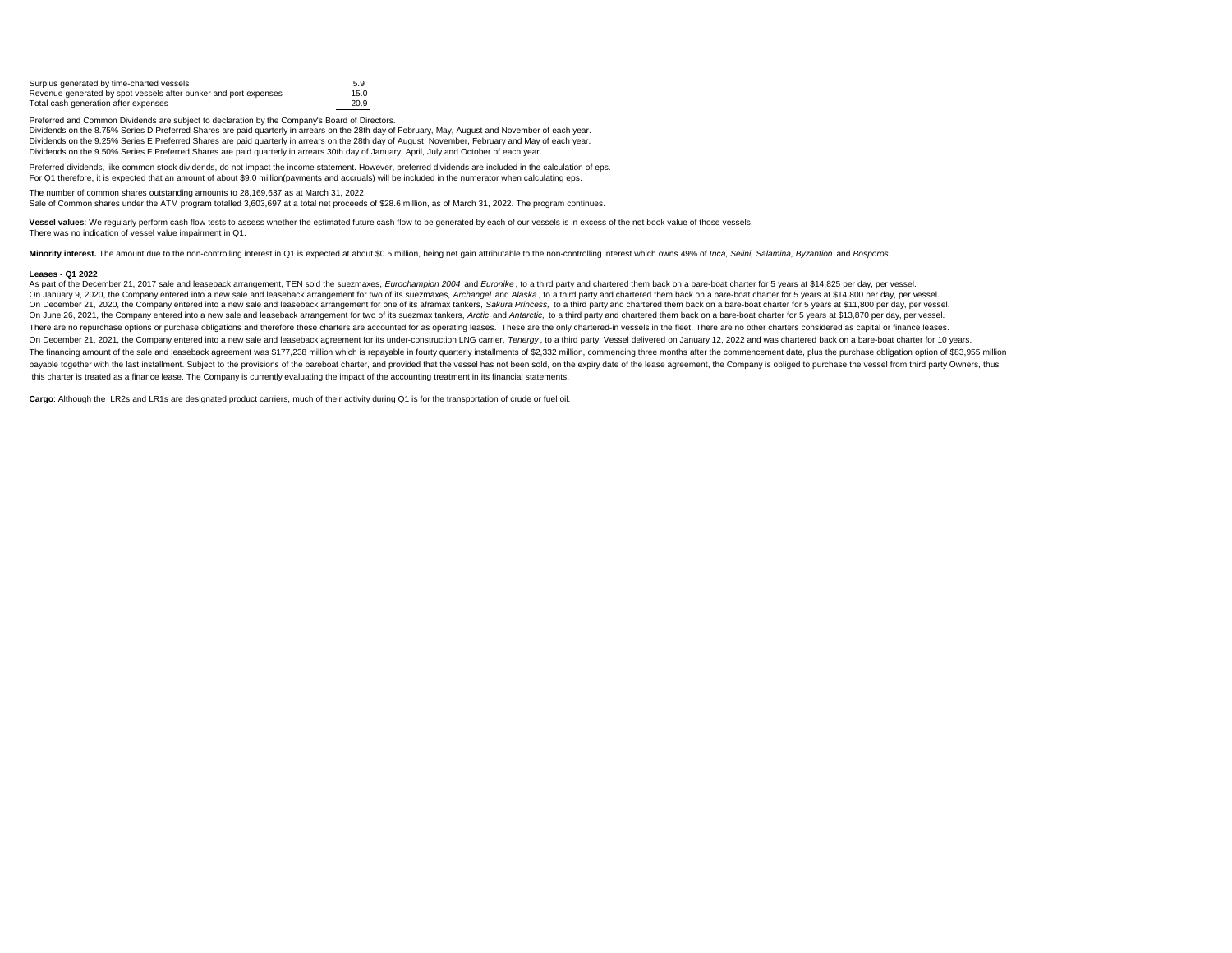| | |
|---|---|
| Surplus generated by time-charted vessels | 5.9 |
| Revenue generated by spot vessels after bunker and port expenses | 15.0 |
| Total cash generation after expenses | 20.9 |

Preferred and Common Dividends are subject to declaration by the Company's Board of Directors.
Dividends on the 8.75% Series D Preferred Shares are paid quarterly in arrears on the 28th day of February, May, August and November of each year.
Dividends on the 9.25% Series E Preferred Shares are paid quarterly in arrears on the 28th day of August, November, February and May of each year.
Dividends on the 9.50% Series F Preferred Shares are paid quarterly in arrears 30th day of January, April, July and October of each year.

Preferred dividends, like common stock dividends, do not impact the income statement. However, preferred dividends are included in the calculation of eps.
For Q1 therefore, it is expected that an amount of about $9.0 million(payments and accruals) will be included in the numerator when calculating eps.

The number of common shares outstanding amounts to 28,169,637 as at March 31, 2022.
Sale of Common shares under the ATM program totalled 3,603,697 at a total net proceeds of $28.6 million, as of March 31, 2022. The program continues.

**Vessel values**: We regularly perform cash flow tests to assess whether the estimated future cash flow to be generated by each of our vessels is in excess of the net book value of those vessels.
There was no indication of vessel value impairment in Q1.

**Minority interest.** The amount due to the non-controlling interest in Q1 is expected at about $0.5 million, being net gain attributable to the non-controlling interest which owns 49% of *Inca, Selini, Salamina, Byzantion* and *Bosporos.*

**Leases - Q1 2022**

As part of the December 21, 2017 sale and leaseback arrangement, TEN sold the suezmaxes, *Eurochampion 2004* and *Euronike* , to a third party and chartered them back on a bare-boat charter for 5 years at $14,825 per day, per vessel.
On January 9, 2020, the Company entered into a new sale and leaseback arrangement for two of its suezmaxes, *Archangel* and *Alaska* , to a third party and chartered them back on a bare-boat charter for 5 years at $14,800 per day, per vessel.
On December 21, 2020, the Company entered into a new sale and leaseback arrangement for one of its aframax tankers, *Sakura Princess,* to a third party and chartered them back on a bare-boat charter for 5 years at $11,800 per day, per vessel.
On June 26, 2021, the Company entered into a new sale and leaseback arrangement for two of its suezmax tankers, *Arctic* and *Antarctic,* to a third party and chartered them back on a bare-boat charter for 5 years at $13,870 per day, per vessel.
There are no repurchase options or purchase obligations and therefore these charters are accounted for as operating leases. These are the only chartered-in vessels in the fleet. There are no other charters considered as capital or finance leases.
On December 21, 2021, the Company entered into a new sale and leaseback agreement for its under-construction LNG carrier, *Tenergy* , to a third party. Vessel delivered on January 12, 2022 and was chartered back on a bare-boat charter for 10 years.
The financing amount of the sale and leaseback agreement was $177,238 million which is repayable in fourty quarterly installments of $2,332 million, commencing three months after the commencement date, plus the purchase obligation option of $83,955 million payable together with the last installment. Subject to the provisions of the bareboat charter, and provided that the vessel has not been sold, on the expiry date of the lease agreement, the Company is obliged to purchase the vessel from third party Owners, thus this charter is treated as a finance lease. The Company is currently evaluating the impact of the accounting treatment in its financial statements.

**Cargo**: Although the LR2s and LR1s are designated product carriers, much of their activity during Q1 is for the transportation of crude or fuel oil.